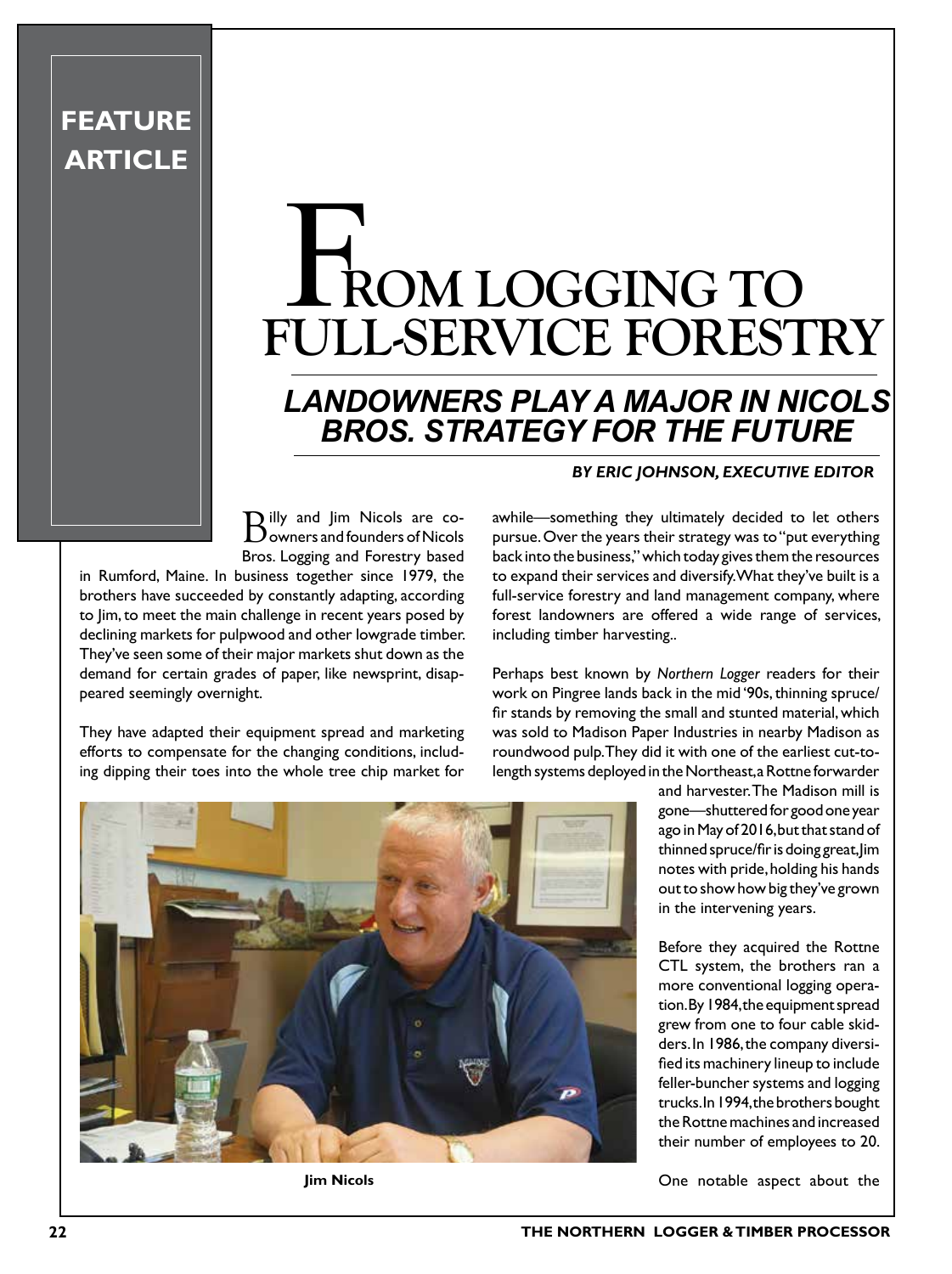**FEATURE ARTICLE**

# From logging to full-service forestry

## *LANDOWNERS PLAY A MAJOR IN NICOLS BROS. STRATEGY FOR THE FUTURE*

***BY ERIC JOHNSON, EXECUTIVE EDITOR***

Billy and Jim Nicols are co-owners and founders of Nicols Bros. Logging and Forestry based in Rumford, Maine. In business together since 1979, the brothers have succeeded by constantly adapting, according to Jim, to meet the main challenge in recent years posed by declining markets for pulpwood and other lowgrade timber. They've seen some of their major markets shut down as the demand for certain grades of paper, like newsprint, disappeared seemingly overnight.

They have adapted their equipment spread and marketing efforts to compensate for the changing conditions, including dipping their toes into the whole tree chip market for awhile—something they ultimately decided to let others pursue. Over the years their strategy was to "put everything back into the business," which today gives them the resources to expand their services and diversify. What they've built is a full-service forestry and land management company, where forest landowners are offered a wide range of services, including timber harvesting..

Perhaps best known by *Northern Logger* readers for their work on Pingree lands back in the mid '90s, thinning spruce/fir stands by removing the small and stunted material, which was sold to Madison Paper Industries in nearby Madison as roundwood pulp. They did it with one of the earliest cut-to-length systems deployed in the Northeast, a Rottne forwarder and harvester. The Madison mill is gone—shuttered for good one year ago in May of 2016, but that stand of thinned spruce/fir is doing great, Jim notes with pride, holding his hands out to show how big they've grown in the intervening years.

**Jim Nicols**

Before they acquired the Rottne CTL system, the brothers ran a more conventional logging operation. By 1984, the equipment spread grew from one to four cable skidders. In 1986, the company diversified its machinery lineup to include feller-buncher systems and logging trucks. In 1994, the brothers bought the Rottne machines and increased their number of employees to 20.

One notable aspect about the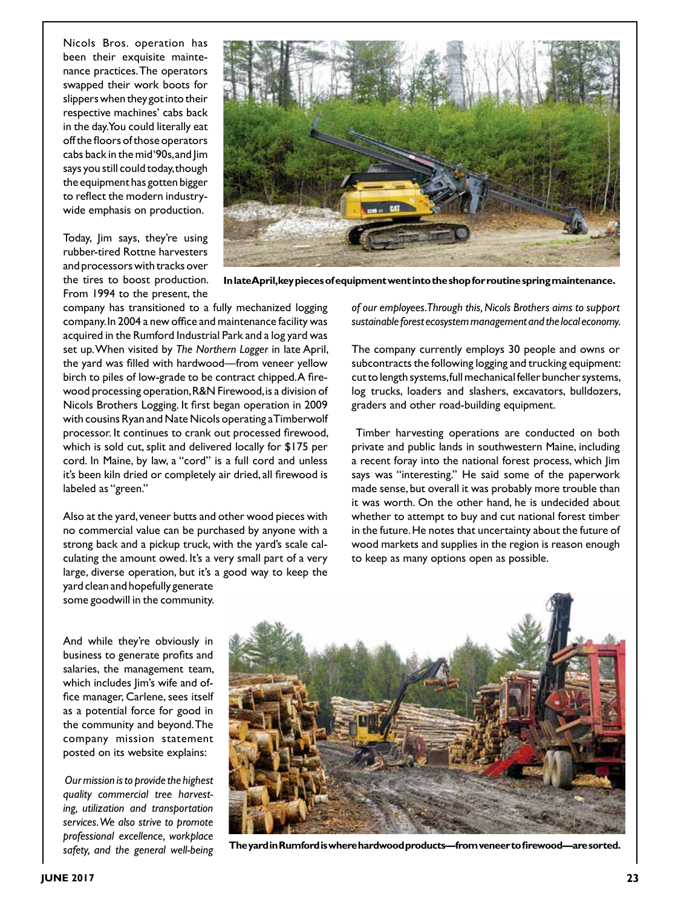Nicols Bros. operation has been their exquisite maintenance practices. The operators swapped their work boots for slippers when they got into their respective machines' cabs back in the day. You could literally eat off the floors of those operators cabs back in the mid '90s, and Jim says you still could today, though the equipment has gotten bigger to reflect the modern industry-wide emphasis on production.

Today, Jim says, they're using rubber-tired Rottne harvesters and processors with tracks over the tires to boost production. From 1994 to the present, the company has transitioned to a fully mechanized logging company. In 2004 a new office and maintenance facility was acquired in the Rumford Industrial Park and a log yard was set up. When visited by *The Northern Logger* in late April, the yard was filled with hardwood—from veneer yellow birch to piles of low-grade to be contract chipped. A firewood processing operation, R&N Firewood, is a division of Nicols Brothers Logging. It first began operation in 2009 with cousins Ryan and Nate Nicols operating a Timberwolf processor. It continues to crank out processed firewood, which is sold cut, split and delivered locally for $175 per cord. In Maine, by law, a "cord" is a full cord and unless it's been kiln dried or completely air dried, all firewood is labeled as "green."

**In late April, key pieces of equipment went into the shop for routine spring maintenance.**

Also at the yard, veneer butts and other wood pieces with no commercial value can be purchased by anyone with a strong back and a pickup truck, with the yard's scale calculating the amount owed. It's a very small part of a very large, diverse operation, but it's a good way to keep the yard clean and hopefully generate some goodwill in the community.

And while they're obviously in business to generate profits and salaries, the management team, which includes Jim's wife and office manager, Carlene, sees itself as a potential force for good in the community and beyond. The company mission statement posted on its website explains:

*Our mission is to provide the highest quality commercial tree harvesting, utilization and transportation services. We also strive to promote professional excellence, workplace safety, and the general well-being of our employees. Through this, Nicols Brothers aims to support sustainable forest ecosystem management and the local economy.*

The company currently employs 30 people and owns or subcontracts the following logging and trucking equipment: cut to length systems, full mechanical feller buncher systems, log trucks, loaders and slashers, excavators, bulldozers, graders and other road-building equipment.

Timber harvesting operations are conducted on both private and public lands in southwestern Maine, including a recent foray into the national forest process, which Jim says was "interesting." He said some of the paperwork made sense, but overall it was probably more trouble than it was worth. On the other hand, he is undecided about whether to attempt to buy and cut national forest timber in the future. He notes that uncertainty about the future of wood markets and supplies in the region is reason enough to keep as many options open as possible.

**The yard in Rumford is where hardwood products—from veneer to firewood—are sorted.**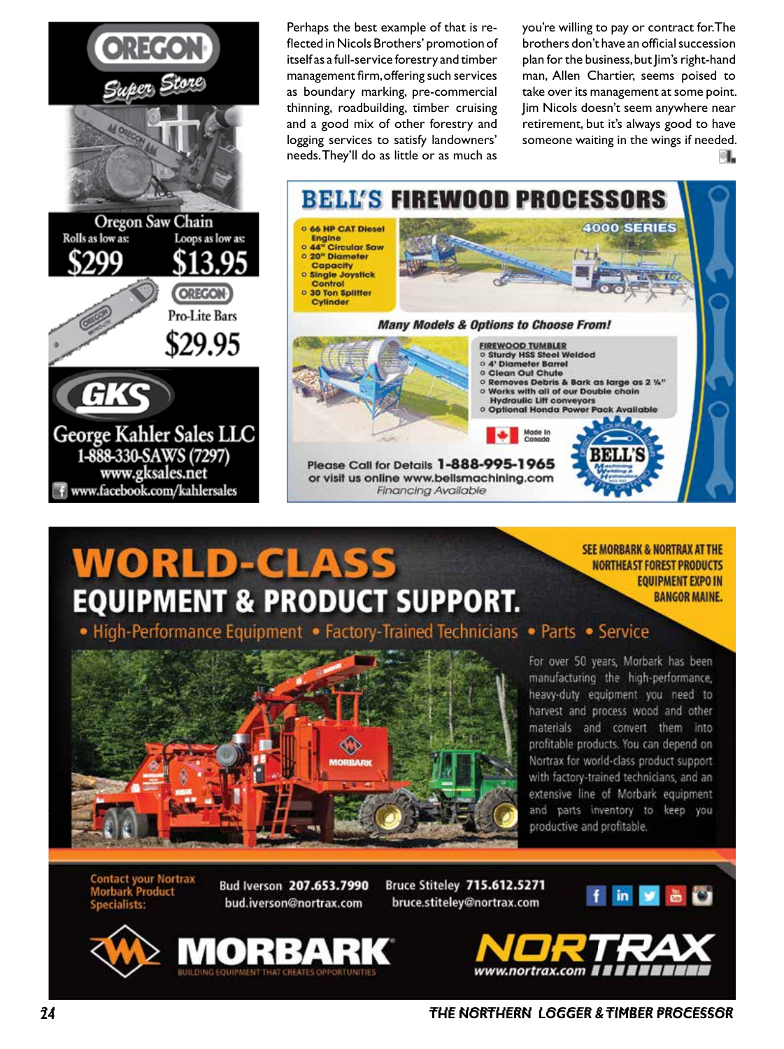Perhaps the best example of that is reflected in Nicols Brothers' promotion of itself as a full-service forestry and timber management firm, offering such services as boundary marking, pre-commercial thinning, roadbuilding, timber cruising and a good mix of other forestry and logging services to satisfy landowners' needs. They'll do as little or as much as you're willing to pay or contract for. The brothers don't have an official succession plan for the business, but Jim's right-hand man, Allen Chartier, seems poised to take over its management at some point. Jim Nicols doesn't seem anywhere near retirement, but it's always good to have someone waiting in the wings if needed.

**OREGON Super Store**

Oregon Saw Chain

Rolls as low as: $299

Loops as low as: $13.95

OREGON Pro-Lite Bars $29.95

**GKS**

George Kahler Sales LLC

1-888-330-SAWS (7297)

www.gksales.net

www.facebook.com/kahlersales

# BELL'S FIREWOOD PROCESSORS

4000 SERIES

- 66 HP CAT Diesel Engine
- 44" Circular Saw
- 20" Diameter Capacity
- Single Joystick Control
- 30 Ton Splitter Cylinder

*Many Models & Options to Choose From!*

FIREWOOD TUMBLER

- Sturdy HSS Steel Welded
- 4' Diameter Barrel
- Clean Out Chute
- Removes Debris & Bark as large as 2 ¼"
- Works with all of our Double chain Hydraulic Lift conveyors
- Optional Honda Power Pack Available

Made in Canada

Please Call for Details 1-888-995-1965

or visit us online www.bellsmachining.com

*Financing Available*

# WORLD-CLASS EQUIPMENT & PRODUCT SUPPORT.

SEE MORBARK & NORTRAX AT THE NORTHEAST FOREST PRODUCTS EQUIPMENT EXPO IN BANGOR MAINE.

• High-Performance Equipment • Factory-Trained Technicians • Parts • Service

For over 50 years, Morbark has been manufacturing the high-performance, heavy-duty equipment you need to harvest and process wood and other materials and convert them into profitable products. You can depend on Nortrax for world-class product support with factory-trained technicians, and an extensive line of Morbark equipment and parts inventory to keep you productive and profitable.

Contact your Nortrax Morbark Product Specialists:

Bud Iverson 207.653.7990 bud.iverson@nortrax.com

Bruce Stiteley 715.612.5271 bruce.stiteley@nortrax.com

MORBARK — BUILDING EQUIPMENT THAT CREATES OPPORTUNITIES

NORTRAX www.nortrax.com